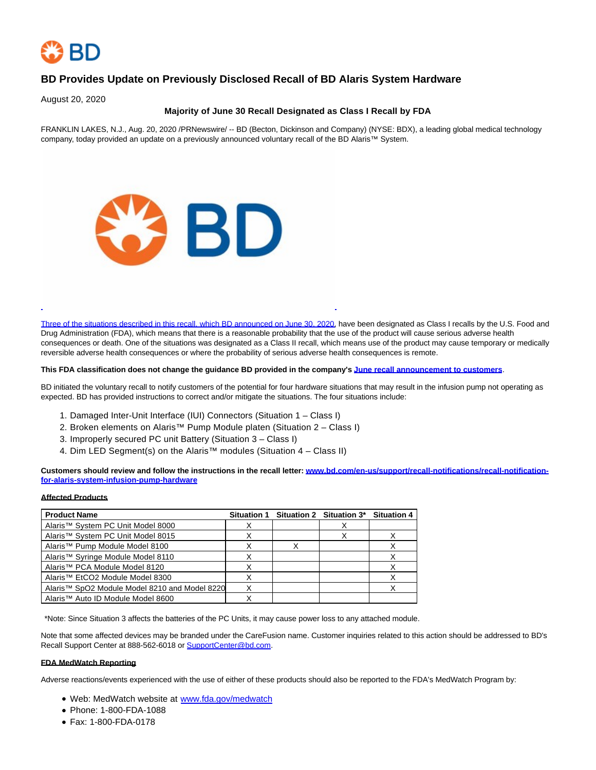# BD Provides Update on Previously Disclosed Recall of BD Alaris System Hardware

August 20, 2020

**Majority of June 30 Recall Designated as Class I Recall by FDA**

FRANKLIN LAKES, N.J., Aug. 20, 2020 /PRNewswire/ -- BD (Becton, Dickinson and Company) (NYSE: BDX), a leading global medical technology company, today provided an update on a previously announced voluntary recall of the BD Alaris™ System.

Three of the situations described in this recall, which BD announced on June 30, 2020, have been designated as Class I recalls by the U.S. Food and Drug Administration (FDA), which means that there is a reasonable probability that the use of the product will cause serious adverse health consequences or death. One of the situations was designated as a Class II recall, which means use of the product may cause temporary or medically reversible adverse health consequences or where the probability of serious adverse health consequences is remote.

**This FDA classification does not change the guidance BD provided in the company's June recall announcement to customers.**

BD initiated the voluntary recall to notify customers of the potential for four hardware situations that may result in the infusion pump not operating as expected. BD has provided instructions to correct and/or mitigate the situations. The four situations include:

1. Damaged Inter-Unit Interface (IUI) Connectors (Situation 1 – Class I)
2. Broken elements on Alaris™ Pump Module platen (Situation 2 – Class I)
3. Improperly secured PC unit Battery (Situation 3 – Class I)
4. Dim LED Segment(s) on the Alaris™ modules (Situation 4 – Class II)

**Customers should review and follow the instructions in the recall letter: www.bd.com/en-us/support/recall-notifications/recall-notification-for-alaris-system-infusion-pump-hardware**

**Affected Products**

| Product Name | Situation 1 | Situation 2 | Situation 3* | Situation 4 |
|---|---|---|---|---|
| Alaris™ System PC Unit Model 8000 | X | | X | |
| Alaris™ System PC Unit Model 8015 | X | | X | X |
| Alaris™ Pump Module Model 8100 | X | X | | X |
| Alaris™ Syringe Module Model 8110 | X | | | X |
| Alaris™ PCA Module Model 8120 | X | | | X |
| Alaris™ EtCO2 Module Model 8300 | X | | | X |
| Alaris™ SpO2 Module Model 8210 and Model 8220 | X | | | X |
| Alaris™ Auto ID Module Model 8600 | X | | | |

*Note: Since Situation 3 affects the batteries of the PC Units, it may cause power loss to any attached module.

Note that some affected devices may be branded under the CareFusion name. Customer inquiries related to this action should be addressed to BD's Recall Support Center at 888-562-6018 or SupportCenter@bd.com.

**FDA MedWatch Reporting**

Adverse reactions/events experienced with the use of either of these products should also be reported to the FDA's MedWatch Program by:

- Web: MedWatch website at www.fda.gov/medwatch
- Phone: 1-800-FDA-1088
- Fax: 1-800-FDA-0178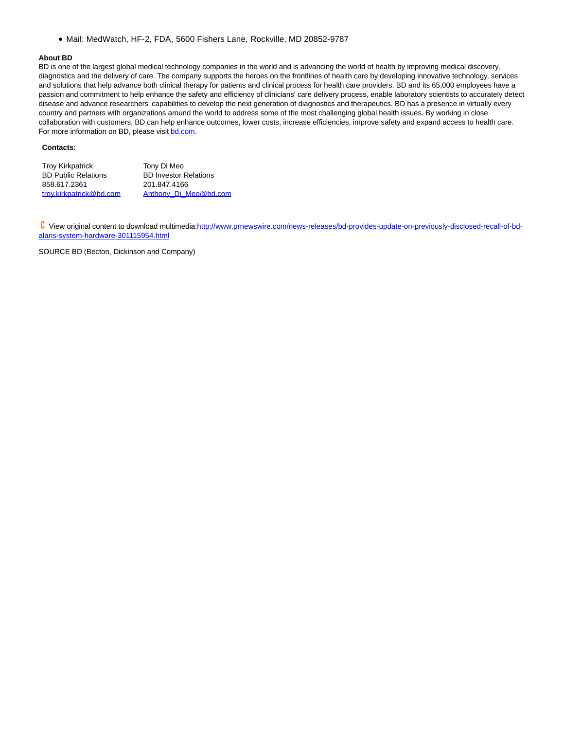- Mail: MedWatch, HF-2, FDA, 5600 Fishers Lane, Rockville, MD 20852-9787

**About BD**
BD is one of the largest global medical technology companies in the world and is advancing the world of health by improving medical discovery, diagnostics and the delivery of care. The company supports the heroes on the frontlines of health care by developing innovative technology, services and solutions that help advance both clinical therapy for patients and clinical process for health care providers. BD and its 65,000 employees have a passion and commitment to help enhance the safety and efficiency of clinicians' care delivery process, enable laboratory scientists to accurately detect disease and advance researchers' capabilities to develop the next generation of diagnostics and therapeutics. BD has a presence in virtually every country and partners with organizations around the world to address some of the most challenging global health issues. By working in close collaboration with customers, BD can help enhance outcomes, lower costs, increase efficiencies, improve safety and expand access to health care. For more information on BD, please visit [bd.com](bd.com).

**Contacts:**

| | |
|---|---|
| Troy Kirkpatrick | Tony Di Meo |
| BD Public Relations | BD Investor Relations |
| 858.617.2361 | 201.847.4166 |
| troy.kirkpatrick@bd.com | Anthony_Di_Meo@bd.com |

View original content to download multimedia:http://www.prnewswire.com/news-releases/bd-provides-update-on-previously-disclosed-recall-of-bd-alaris-system-hardware-301115954.html

SOURCE BD (Becton, Dickinson and Company)